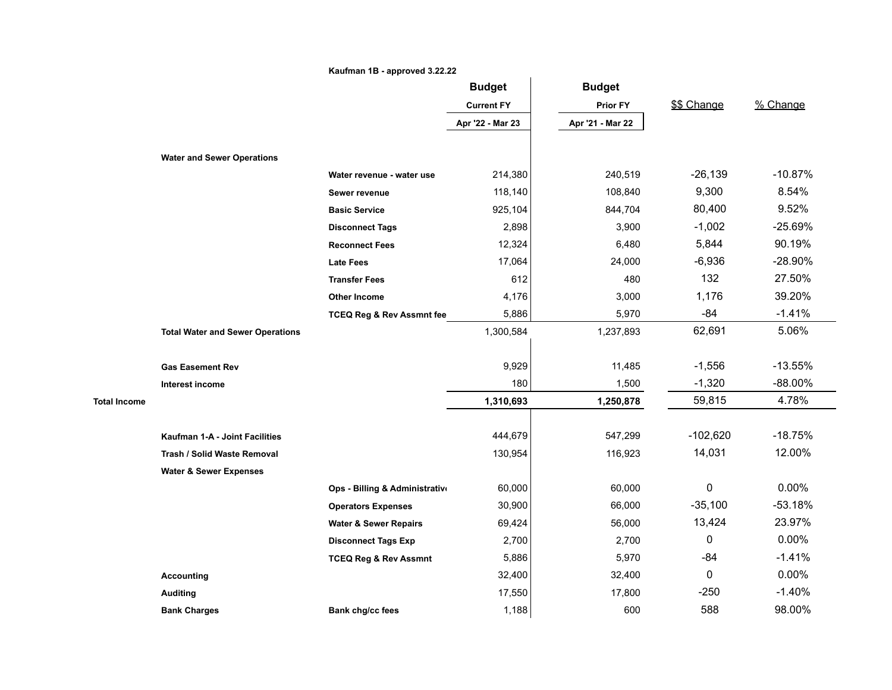Kaufman 1B - approved 3.22.22

| | | | Budget | Budget | | |
|---|---|---|---|---|---|---|
| | | | Current FY | Prior FY | $$ Change | % Change |
| | | | Apr '22 - Mar 23 | Apr '21 - Mar 22 | | |
| | Water and Sewer Operations | | | | | |
| | | Water revenue - water use | 214,380 | 240,519 | -26,139 | -10.87% |
| | | Sewer revenue | 118,140 | 108,840 | 9,300 | 8.54% |
| | | Basic Service | 925,104 | 844,704 | 80,400 | 9.52% |
| | | Disconnect Tags | 2,898 | 3,900 | -1,002 | -25.69% |
| | | Reconnect Fees | 12,324 | 6,480 | 5,844 | 90.19% |
| | | Late Fees | 17,064 | 24,000 | -6,936 | -28.90% |
| | | Transfer Fees | 612 | 480 | 132 | 27.50% |
| | | Other Income | 4,176 | 3,000 | 1,176 | 39.20% |
| | | TCEQ Reg & Rev Assmnt fee | 5,886 | 5,970 | -84 | -1.41% |
| | Total Water and Sewer Operations | | 1,300,584 | 1,237,893 | 62,691 | 5.06% |
| | Gas Easement Rev | | 9,929 | 11,485 | -1,556 | -13.55% |
| | Interest income | | 180 | 1,500 | -1,320 | -88.00% |
| Total Income | | | 1,310,693 | 1,250,878 | 59,815 | 4.78% |
| | Kaufman 1-A - Joint Facilities | | 444,679 | 547,299 | -102,620 | -18.75% |
| | Trash / Solid Waste Removal | | 130,954 | 116,923 | 14,031 | 12.00% |
| | Water & Sewer Expenses | | | | | |
| | | Ops - Billing & Administrativ | 60,000 | 60,000 | 0 | 0.00% |
| | | Operators Expenses | 30,900 | 66,000 | -35,100 | -53.18% |
| | | Water & Sewer Repairs | 69,424 | 56,000 | 13,424 | 23.97% |
| | | Disconnect Tags Exp | 2,700 | 2,700 | 0 | 0.00% |
| | | TCEQ Reg & Rev Assmnt | 5,886 | 5,970 | -84 | -1.41% |
| | Accounting | | 32,400 | 32,400 | 0 | 0.00% |
| | Auditing | | 17,550 | 17,800 | -250 | -1.40% |
| | Bank Charges | Bank chg/cc fees | 1,188 | 600 | 588 | 98.00% |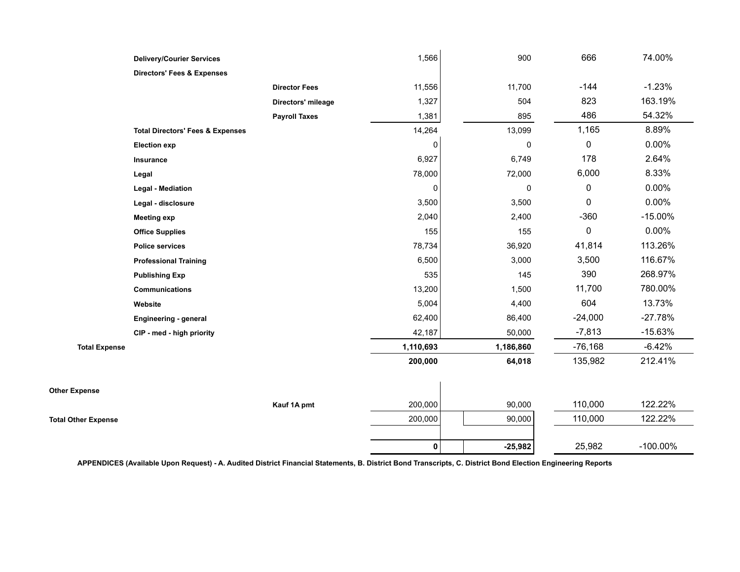| | | | | | |
|---|---|---|---|---|---|
| | **Delivery/Courier Services** | 1,566 | 900 | 666 | 74.00% |
| | **Directors' Fees & Expenses** | | | | |
| | **Director Fees** | 11,556 | 11,700 | -144 | -1.23% |
| | **Directors' mileage** | 1,327 | 504 | 823 | 163.19% |
| | **Payroll Taxes** | 1,381 | 895 | 486 | 54.32% |
| | **Total Directors' Fees & Expenses** | 14,264 | 13,099 | 1,165 | 8.89% |
| | **Election exp** | 0 | 0 | 0 | 0.00% |
| | **Insurance** | 6,927 | 6,749 | 178 | 2.64% |
| | **Legal** | 78,000 | 72,000 | 6,000 | 8.33% |
| | **Legal - Mediation** | 0 | 0 | 0 | 0.00% |
| | **Legal - disclosure** | 3,500 | 3,500 | 0 | 0.00% |
| | **Meeting exp** | 2,040 | 2,400 | -360 | -15.00% |
| | **Office Supplies** | 155 | 155 | 0 | 0.00% |
| | **Police services** | 78,734 | 36,920 | 41,814 | 113.26% |
| | **Professional Training** | 6,500 | 3,000 | 3,500 | 116.67% |
| | **Publishing Exp** | 535 | 145 | 390 | 268.97% |
| | **Communications** | 13,200 | 1,500 | 11,700 | 780.00% |
| | **Website** | 5,004 | 4,400 | 604 | 13.73% |
| | **Engineering - general** | 62,400 | 86,400 | -24,000 | -27.78% |
| | **CIP - med - high priority** | 42,187 | 50,000 | -7,813 | -15.63% |
| **Total Expense** | | **1,110,693** | **1,186,860** | -76,168 | -6.42% |
| | | **200,000** | **64,018** | 135,982 | 212.41% |
| **Other Expense** | | | | | |
| | **Kauf 1A pmt** | 200,000 | 90,000 | 110,000 | 122.22% |
| **Total Other Expense** | | 200,000 | 90,000 | 110,000 | 122.22% |
| | | **0** | **-25,982** | 25,982 | -100.00% |

**APPENDICES (Available Upon Request) - A. Audited District Financial Statements, B. District Bond Transcripts, C. District Bond Election Engineering Reports**